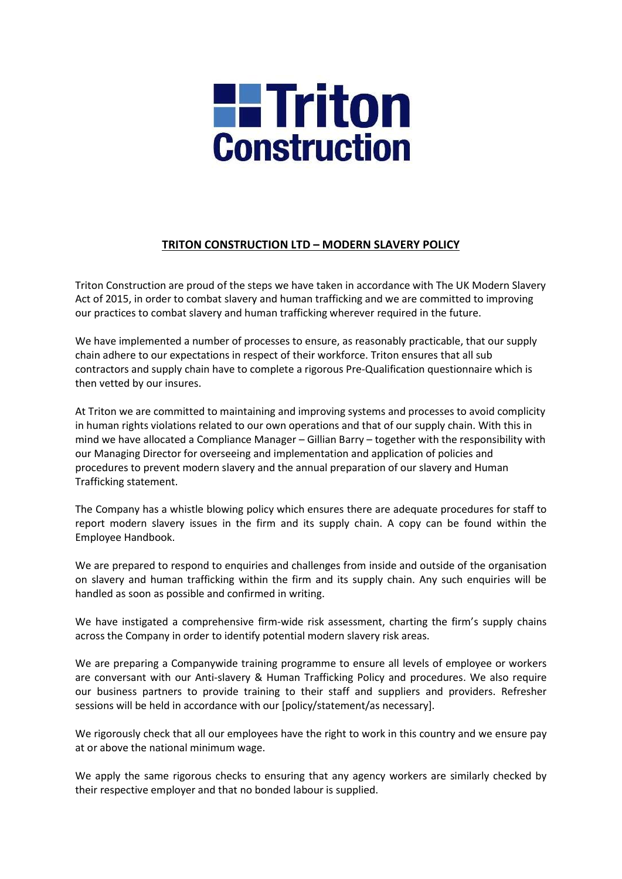# Triton Construction

## TRITON CONSTRUCTION LTD – MODERN SLAVERY POLICY

Triton Construction are proud of the steps we have taken in accordance with The UK Modern Slavery Act of 2015, in order to combat slavery and human trafficking and we are committed to improving our practices to combat slavery and human trafficking wherever required in the future.

We have implemented a number of processes to ensure, as reasonably practicable, that our supply chain adhere to our expectations in respect of their workforce. Triton ensures that all sub contractors and supply chain have to complete a rigorous Pre-Qualification questionnaire which is then vetted by our insures.

At Triton we are committed to maintaining and improving systems and processes to avoid complicity in human rights violations related to our own operations and that of our supply chain. With this in mind we have allocated a Compliance Manager – Gillian Barry – together with the responsibility with our Managing Director for overseeing and implementation and application of policies and procedures to prevent modern slavery and the annual preparation of our slavery and Human Trafficking statement.

The Company has a whistle blowing policy which ensures there are adequate procedures for staff to report modern slavery issues in the firm and its supply chain. A copy can be found within the Employee Handbook.

We are prepared to respond to enquiries and challenges from inside and outside of the organisation on slavery and human trafficking within the firm and its supply chain. Any such enquiries will be handled as soon as possible and confirmed in writing.

We have instigated a comprehensive firm-wide risk assessment, charting the firm's supply chains across the Company in order to identify potential modern slavery risk areas.

We are preparing a Companywide training programme to ensure all levels of employee or workers are conversant with our Anti-slavery & Human Trafficking Policy and procedures. We also require our business partners to provide training to their staff and suppliers and providers. Refresher sessions will be held in accordance with our [policy/statement/as necessary].

We rigorously check that all our employees have the right to work in this country and we ensure pay at or above the national minimum wage.

We apply the same rigorous checks to ensuring that any agency workers are similarly checked by their respective employer and that no bonded labour is supplied.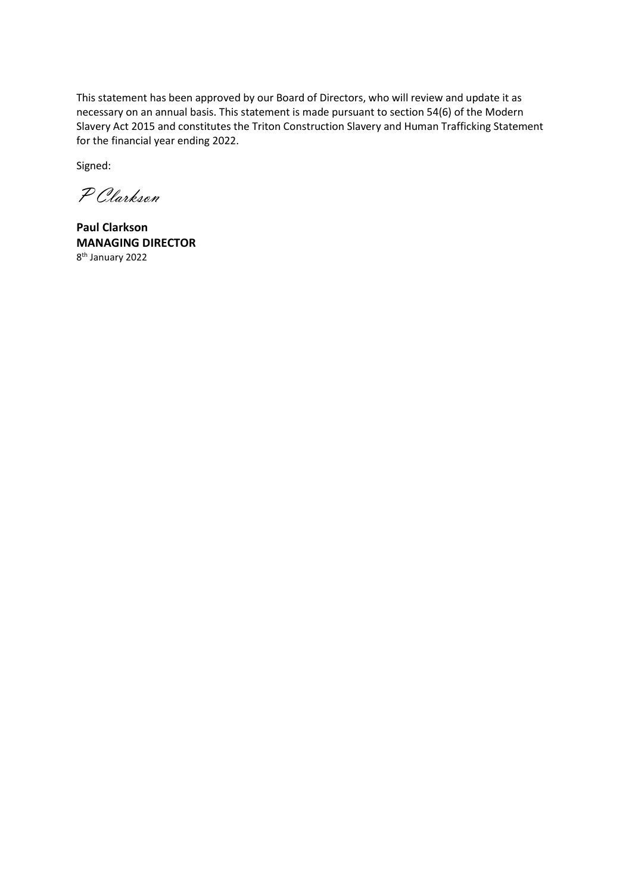This statement has been approved by our Board of Directors, who will review and update it as necessary on an annual basis. This statement is made pursuant to section 54(6) of the Modern Slavery Act 2015 and constitutes the Triton Construction Slavery and Human Trafficking Statement for the financial year ending 2022.

Signed:

*P Clarkson*

**Paul Clarkson**
**MANAGING DIRECTOR**
8th January 2022